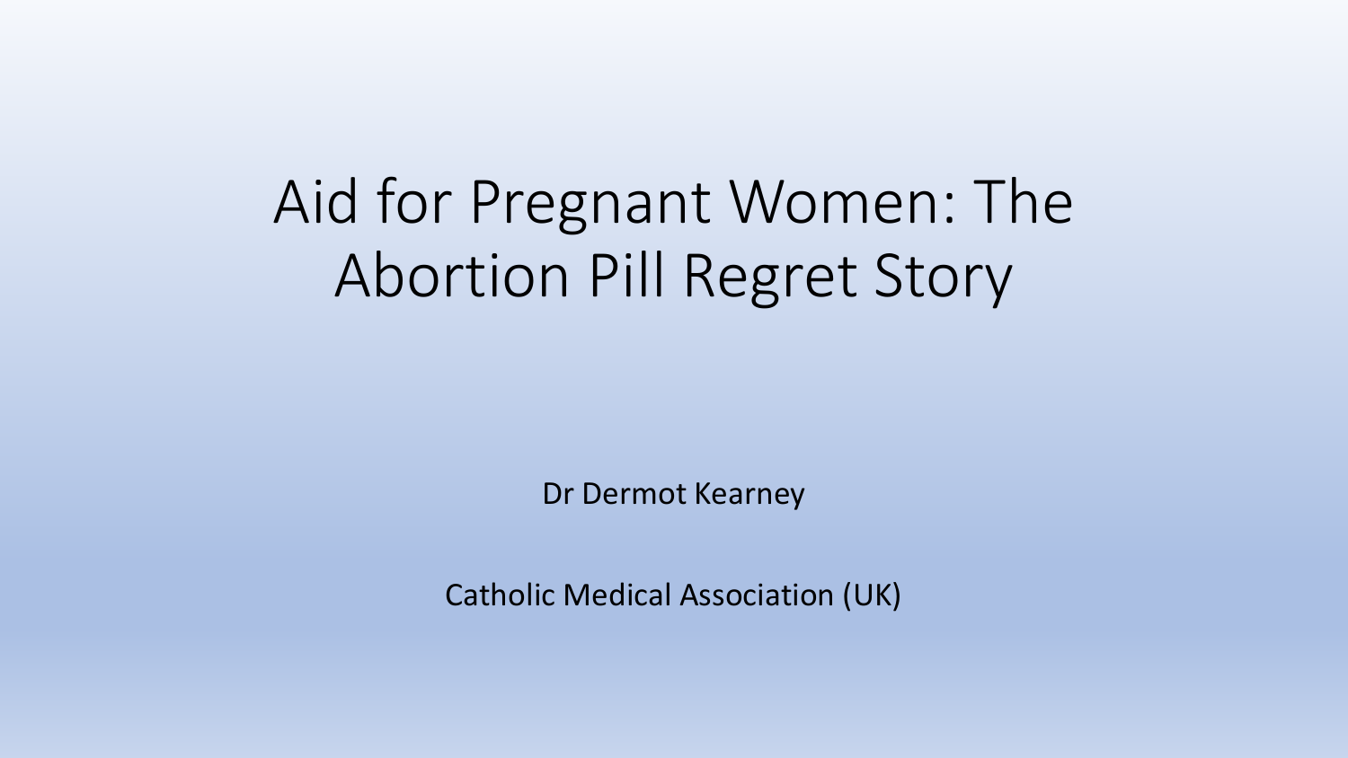# Aid for Pregnant Women: The Abortion Pill Regret Story

Dr Dermot Kearney

Catholic Medical Association (UK)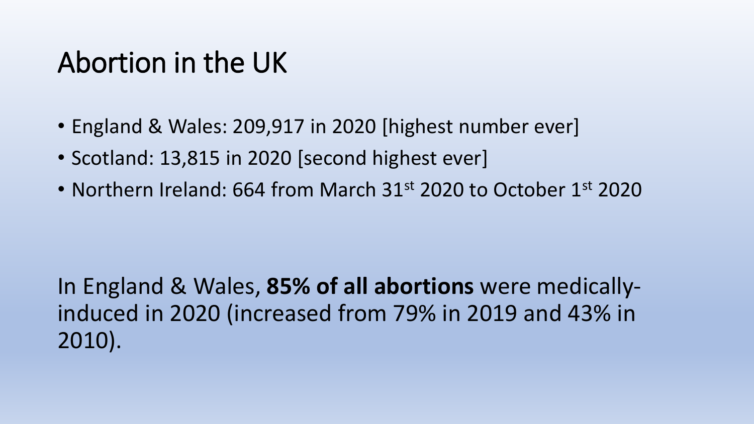# Abortion in the UK

- England & Wales: 209,917 in 2020 [highest number ever]
- Scotland: 13,815 in 2020 [second highest ever]
- Northern Ireland: 664 from March 31st 2020 to October 1st 2020

In England & Wales, **85% of all abortions** were medically-induced in 2020 (increased from 79% in 2019 and 43% in 2010).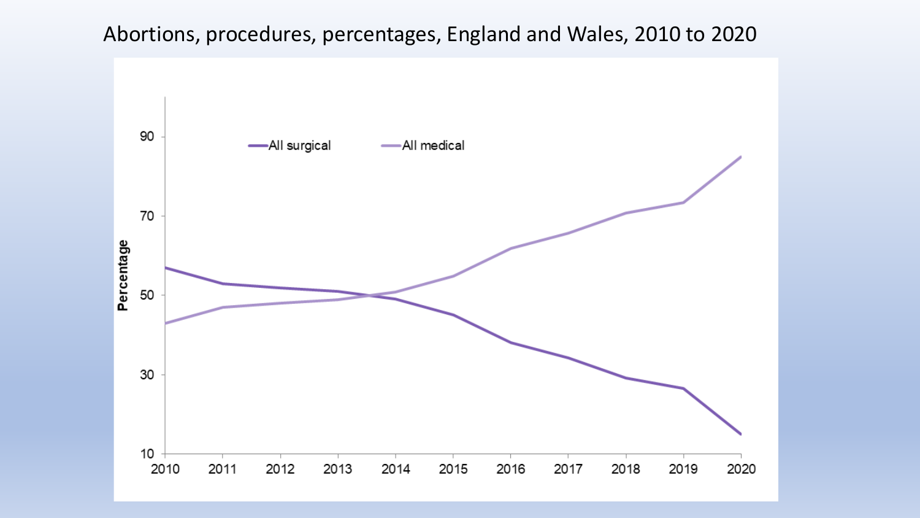# Abortions, procedures, percentages, England and Wales, 2010 to 2020

Percentage

All surgical — All medical

90
70
50
30
10

2010 2011 2012 2013 2014 2015 2016 2017 2018 2019 2020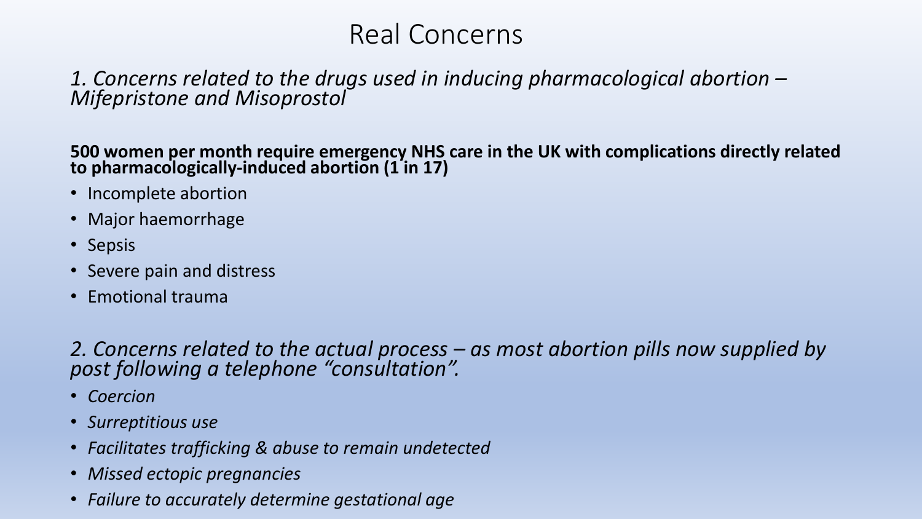# Real Concerns

*1. Concerns related to the drugs used in inducing pharmacological abortion – Mifepristone and Misoprostol*

**500 women per month require emergency NHS care in the UK with complications directly related to pharmacologically-induced abortion (1 in 17)**

- Incomplete abortion
- Major haemorrhage
- Sepsis
- Severe pain and distress
- Emotional trauma

*2. Concerns related to the actual process – as most abortion pills now supplied by post following a telephone "consultation".*

- *Coercion*
- *Surreptitious use*
- *Facilitates trafficking & abuse to remain undetected*
- *Missed ectopic pregnancies*
- *Failure to accurately determine gestational age*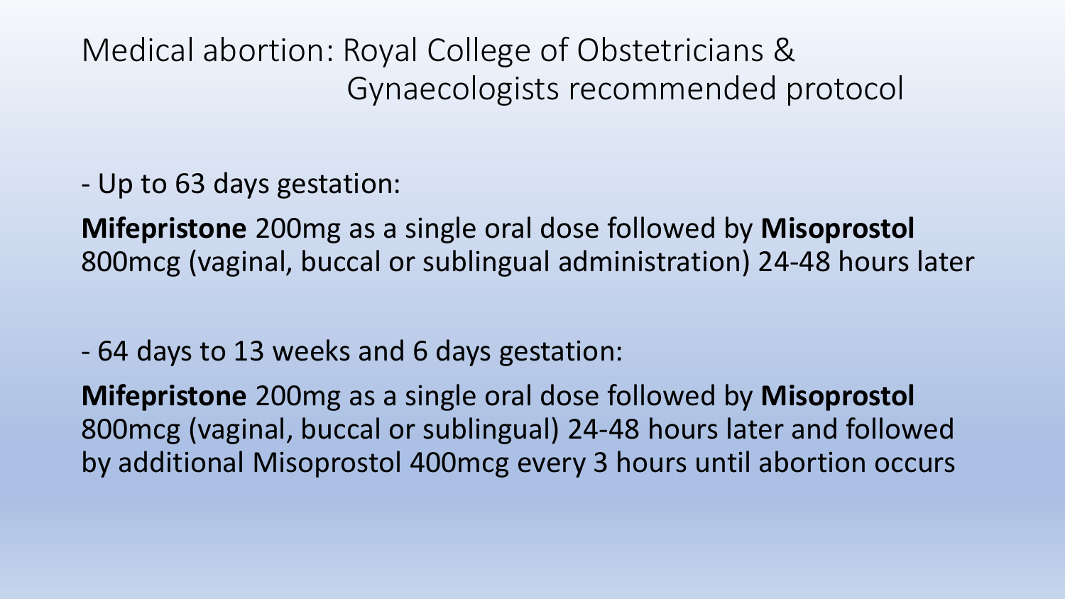# Medical abortion: Royal College of Obstetricians & Gynaecologists recommended protocol

- Up to 63 days gestation:

**Mifepristone** 200mg as a single oral dose followed by **Misoprostol** 800mcg (vaginal, buccal or sublingual administration) 24-48 hours later

- 64 days to 13 weeks and 6 days gestation:

**Mifepristone** 200mg as a single oral dose followed by **Misoprostol** 800mcg (vaginal, buccal or sublingual) 24-48 hours later and followed by additional Misoprostol 400mcg every 3 hours until abortion occurs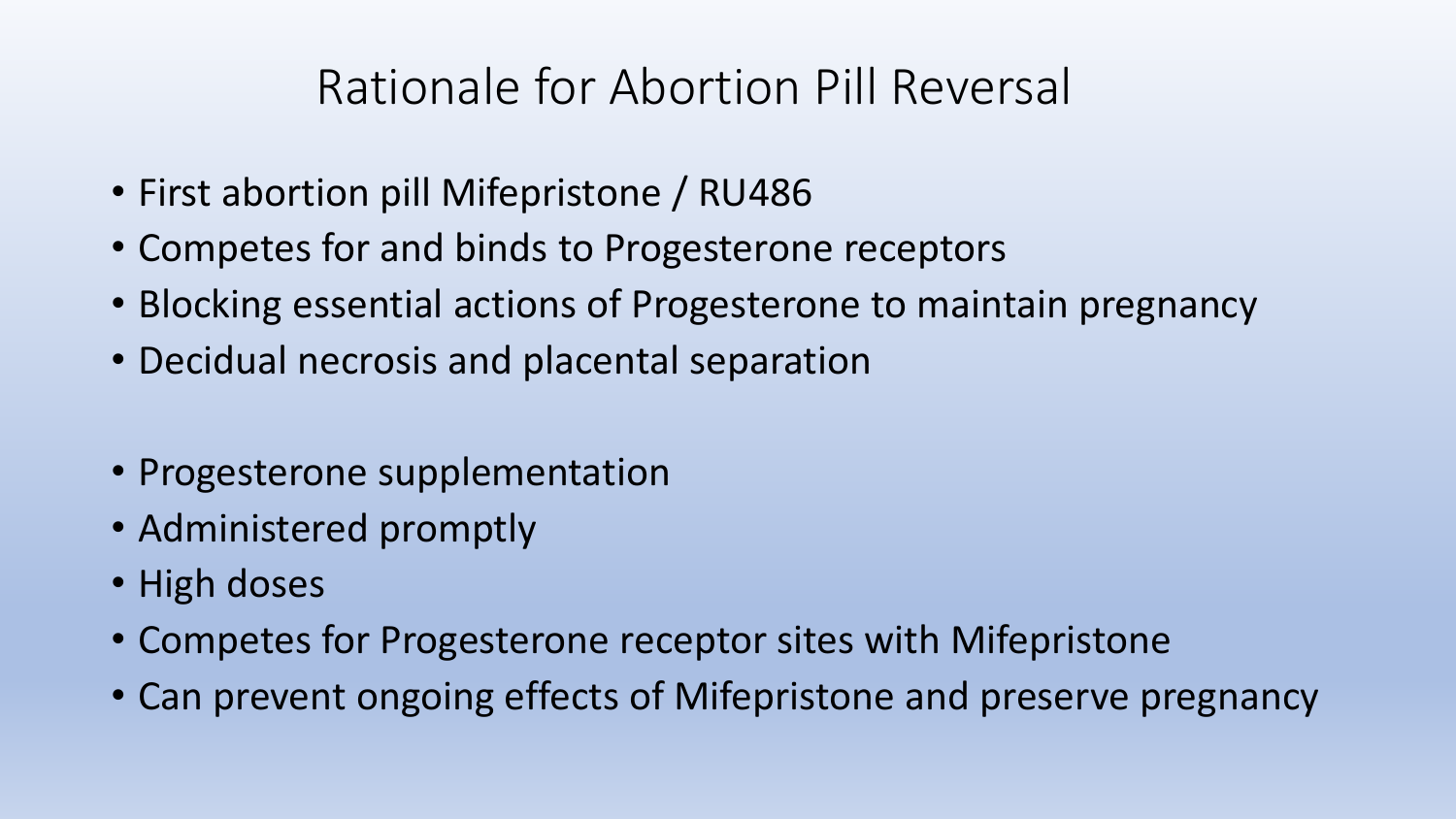# Rationale for Abortion Pill Reversal

- First abortion pill Mifepristone / RU486
- Competes for and binds to Progesterone receptors
- Blocking essential actions of Progesterone to maintain pregnancy
- Decidual necrosis and placental separation

- Progesterone supplementation
- Administered promptly
- High doses
- Competes for Progesterone receptor sites with Mifepristone
- Can prevent ongoing effects of Mifepristone and preserve pregnancy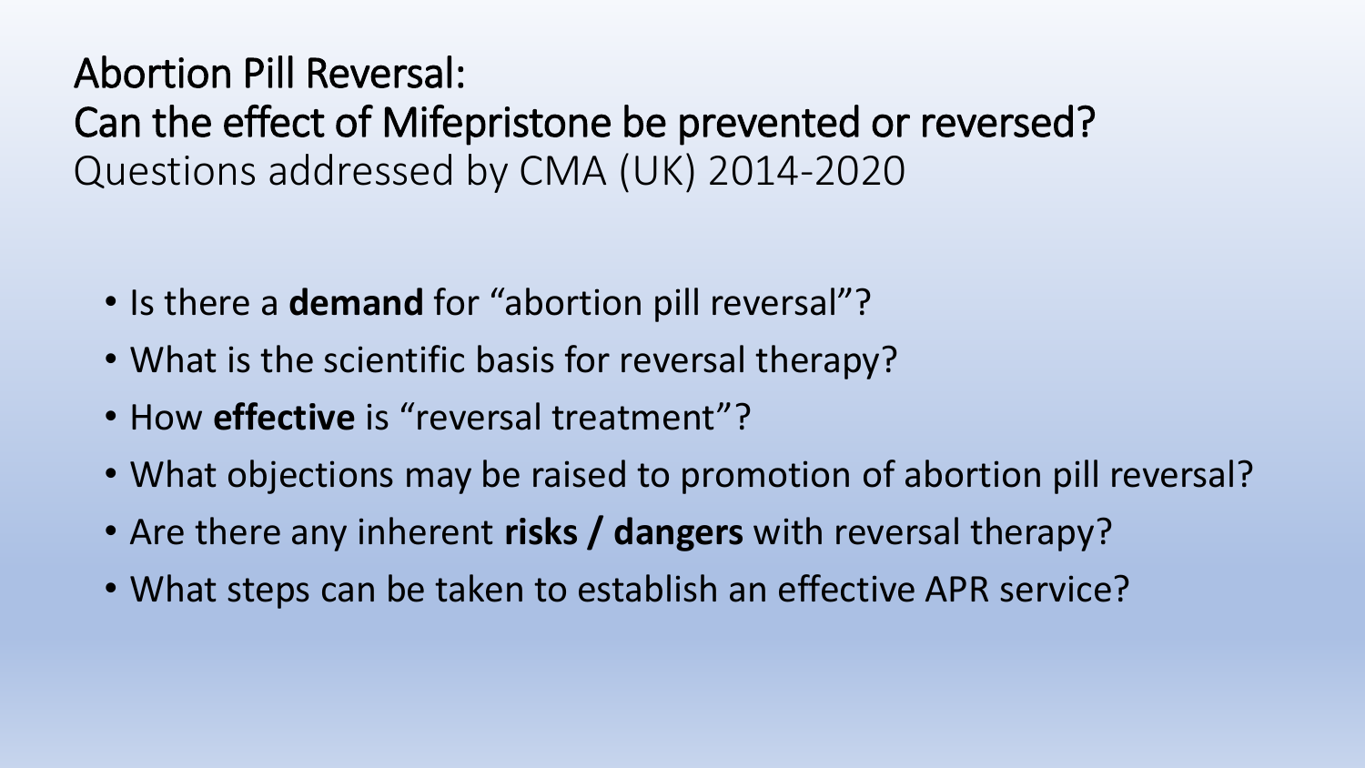# Abortion Pill Reversal:
# Can the effect of Mifepristone be prevented or reversed?

Questions addressed by CMA (UK) 2014-2020

- Is there a **demand** for "abortion pill reversal"?
- What is the scientific basis for reversal therapy?
- How **effective** is "reversal treatment"?
- What objections may be raised to promotion of abortion pill reversal?
- Are there any inherent **risks / dangers** with reversal therapy?
- What steps can be taken to establish an effective APR service?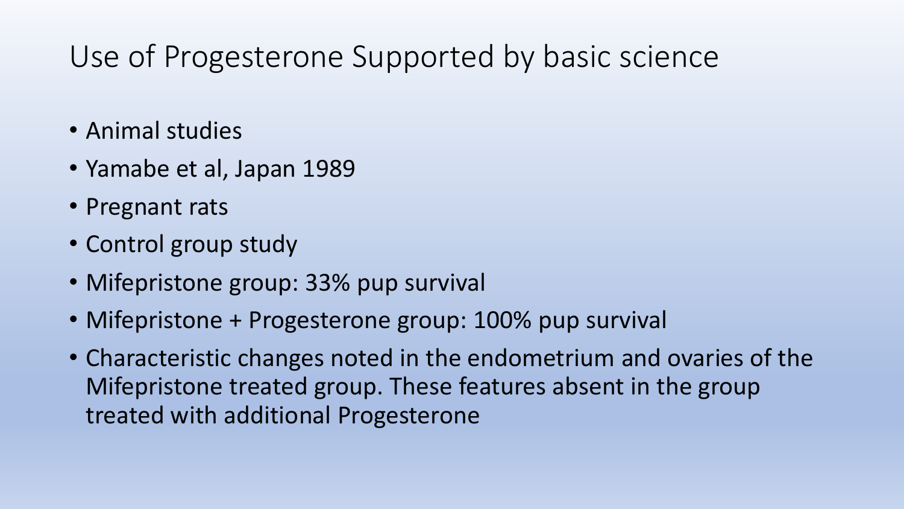# Use of Progesterone Supported by basic science

- Animal studies
- Yamabe et al, Japan 1989
- Pregnant rats
- Control group study
- Mifepristone group: 33% pup survival
- Mifepristone + Progesterone group: 100% pup survival
- Characteristic changes noted in the endometrium and ovaries of the Mifepristone treated group. These features absent in the group treated with additional Progesterone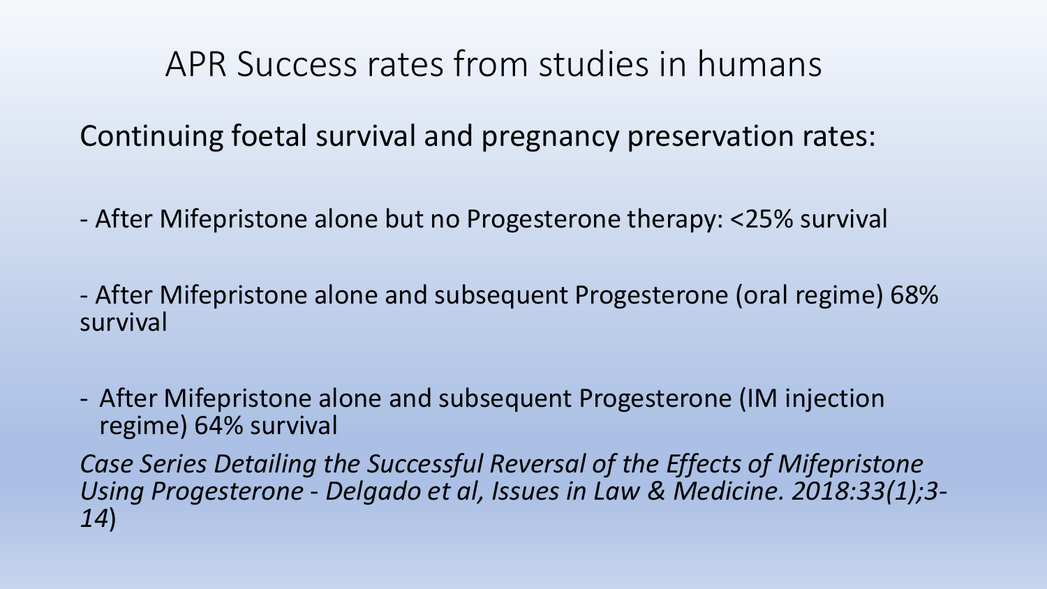# APR Success rates from studies in humans

Continuing foetal survival and pregnancy preservation rates:

- After Mifepristone alone but no Progesterone therapy: <25% survival

- After Mifepristone alone and subsequent Progesterone (oral regime) 68% survival

- After Mifepristone alone and subsequent Progesterone (IM injection regime) 64% survival

*Case Series Detailing the Successful Reversal of the Effects of Mifepristone Using Progesterone - Delgado et al, Issues in Law & Medicine. 2018:33(1);3-14*)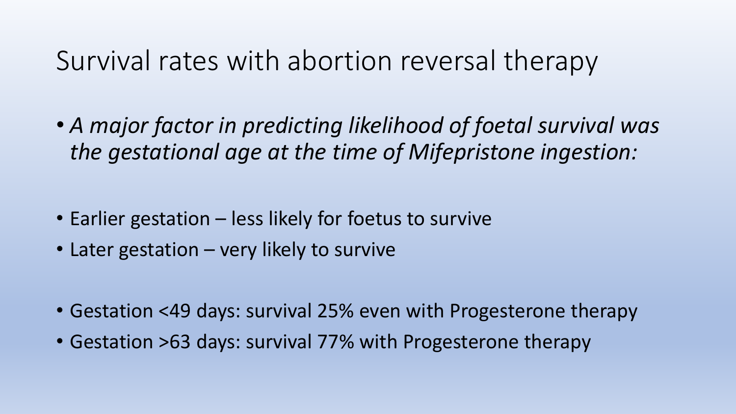# Survival rates with abortion reversal therapy

- *A major factor in predicting likelihood of foetal survival was the gestational age at the time of Mifepristone ingestion:*

- Earlier gestation – less likely for foetus to survive
- Later gestation – very likely to survive

- Gestation <49 days: survival 25% even with Progesterone therapy
- Gestation >63 days: survival 77% with Progesterone therapy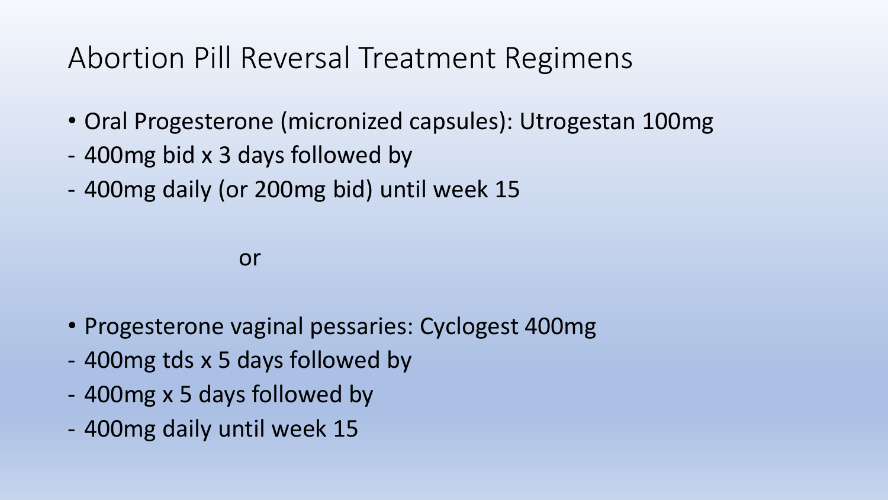# Abortion Pill Reversal Treatment Regimens

- Oral Progesterone (micronized capsules): Utrogestan 100mg
- 400mg bid x 3 days followed by
- 400mg daily (or 200mg bid) until week 15

or

- Progesterone vaginal pessaries: Cyclogest 400mg
- 400mg tds x 5 days followed by
- 400mg x 5 days followed by
- 400mg daily until week 15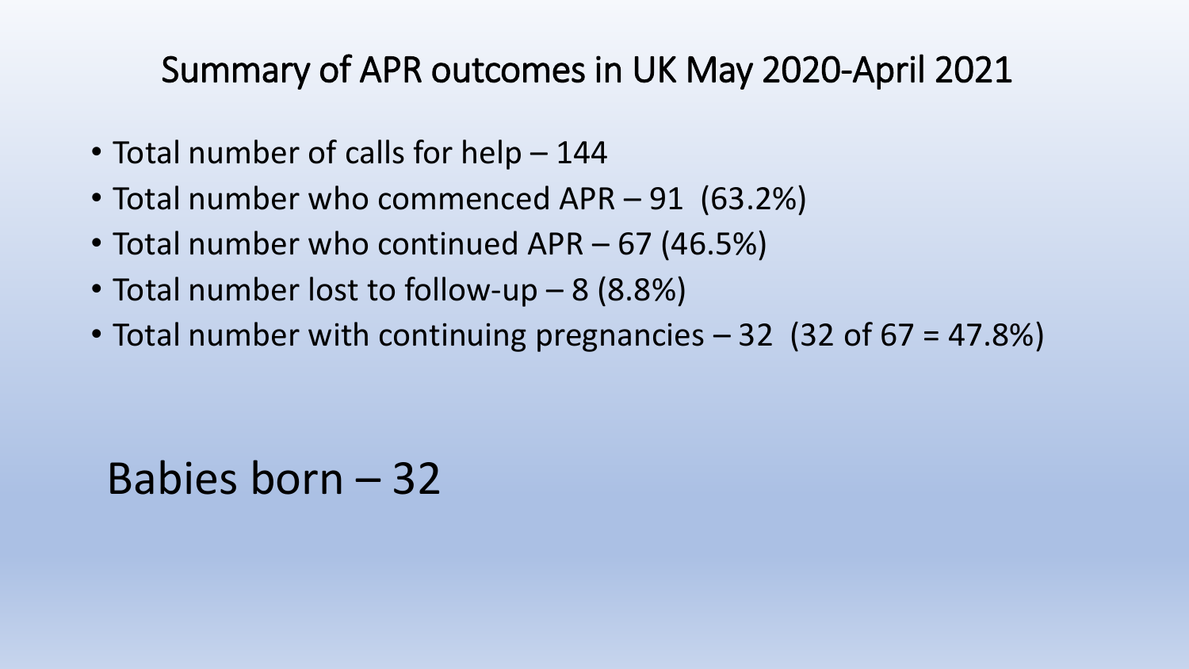# Summary of APR outcomes in UK May 2020-April 2021

- Total number of calls for help – 144
- Total number who commenced APR – 91 (63.2%)
- Total number who continued APR – 67 (46.5%)
- Total number lost to follow-up – 8 (8.8%)
- Total number with continuing pregnancies – 32 (32 of 67 = 47.8%)

Babies born – 32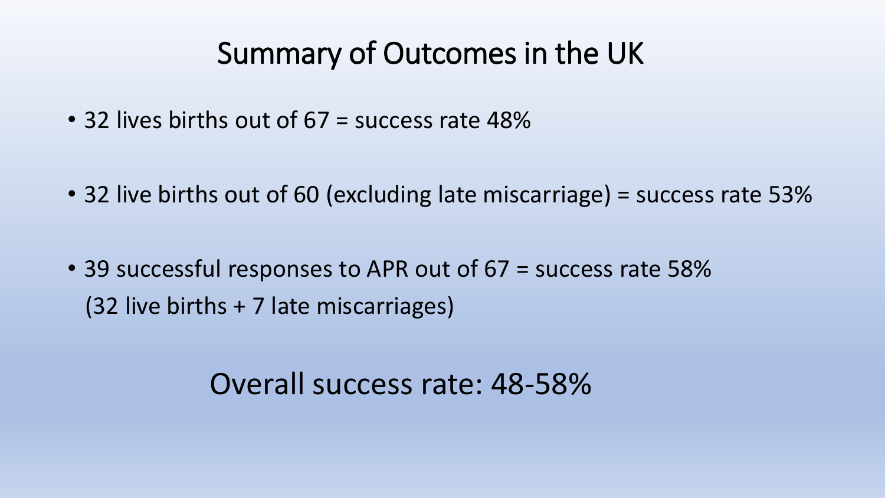# Summary of Outcomes in the UK

- 32 lives births out of 67 = success rate 48%
- 32 live births out of 60 (excluding late miscarriage) = success rate 53%
- 39 successful responses to APR out of 67 = success rate 58% (32 live births + 7 late miscarriages)

Overall success rate: 48-58%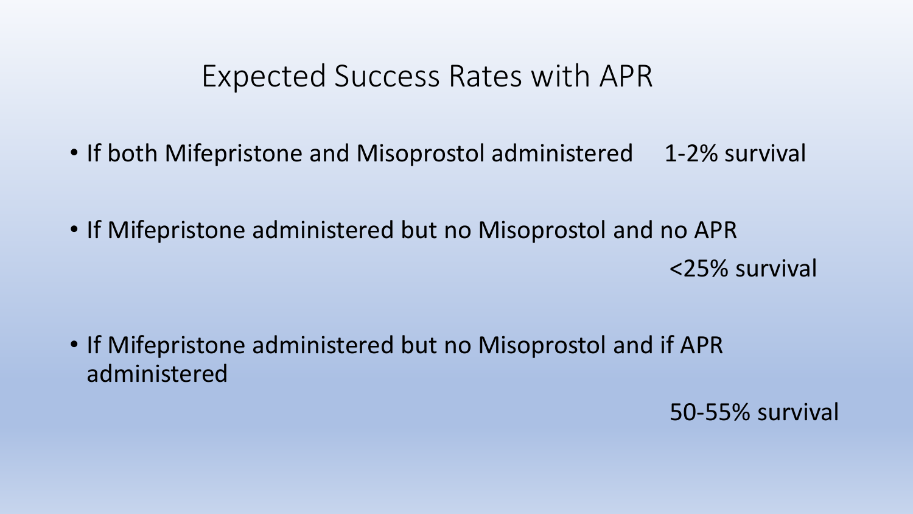# Expected Success Rates with APR

- If both Mifepristone and Misoprostol administered 1-2% survival
- If Mifepristone administered but no Misoprostol and no APR <25% survival
- If Mifepristone administered but no Misoprostol and if APR administered 50-55% survival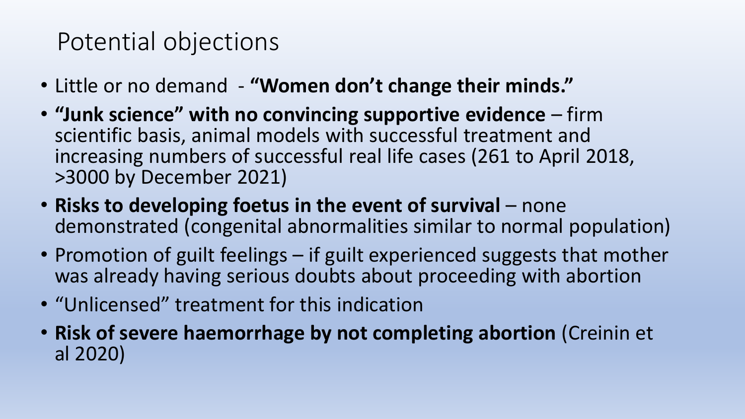# Potential objections

- Little or no demand - **"Women don't change their minds."**
- **"Junk science" with no convincing supportive evidence** – firm scientific basis, animal models with successful treatment and increasing numbers of successful real life cases (261 to April 2018, >3000 by December 2021)
- **Risks to developing foetus in the event of survival** – none demonstrated (congenital abnormalities similar to normal population)
- Promotion of guilt feelings – if guilt experienced suggests that mother was already having serious doubts about proceeding with abortion
- "Unlicensed" treatment for this indication
- **Risk of severe haemorrhage by not completing abortion** (Creinin et al 2020)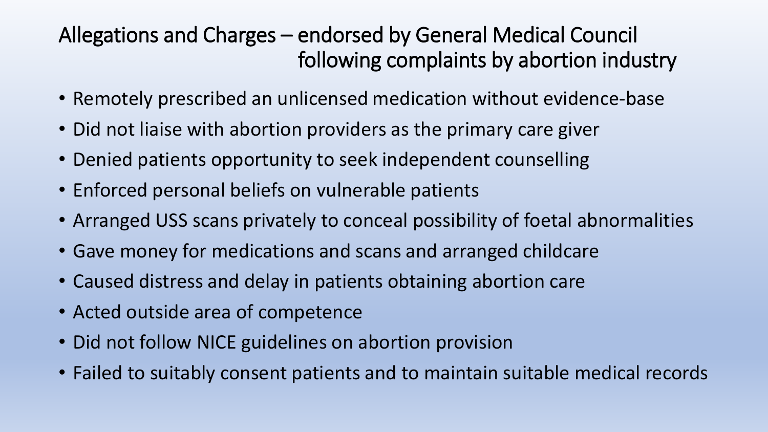# Allegations and Charges – endorsed by General Medical Council following complaints by abortion industry

- Remotely prescribed an unlicensed medication without evidence-base
- Did not liaise with abortion providers as the primary care giver
- Denied patients opportunity to seek independent counselling
- Enforced personal beliefs on vulnerable patients
- Arranged USS scans privately to conceal possibility of foetal abnormalities
- Gave money for medications and scans and arranged childcare
- Caused distress and delay in patients obtaining abortion care
- Acted outside area of competence
- Did not follow NICE guidelines on abortion provision
- Failed to suitably consent patients and to maintain suitable medical records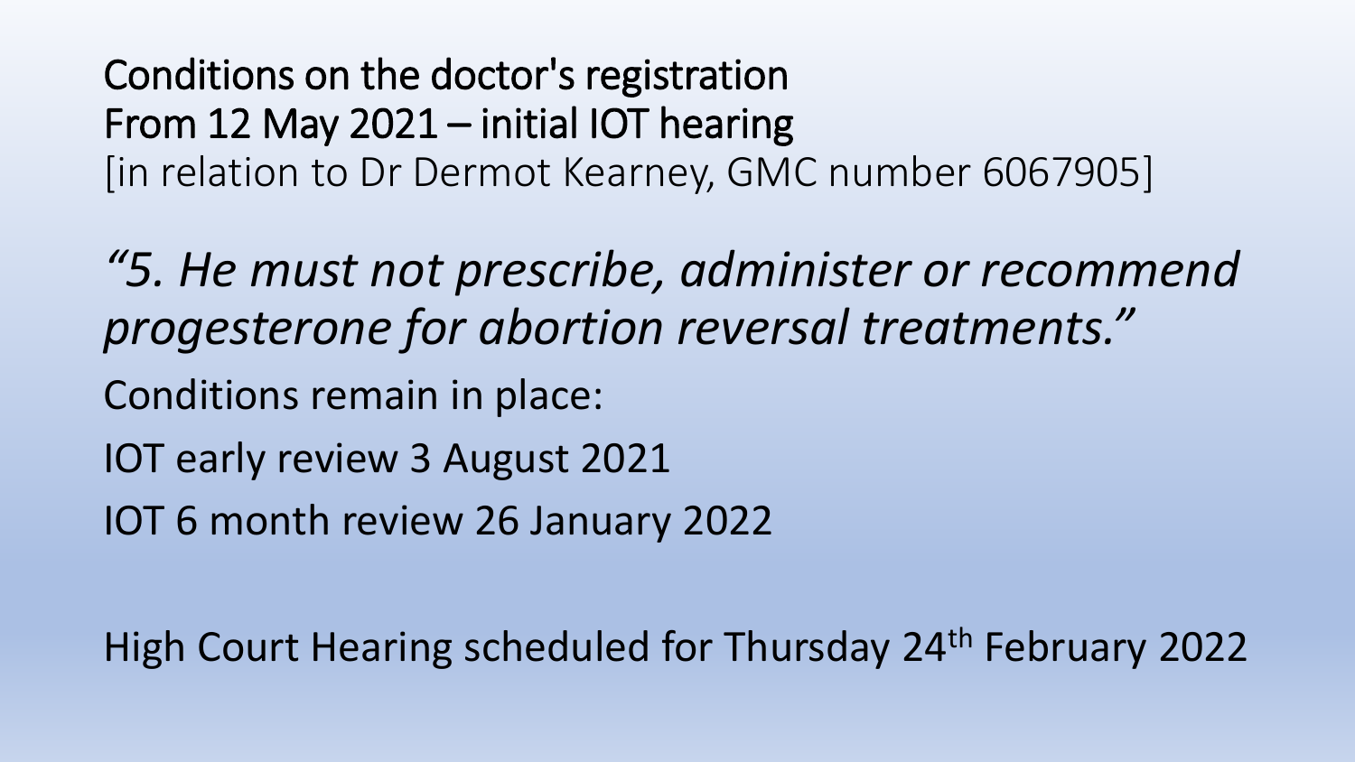## Conditions on the doctor's registration
## From 12 May 2021 – initial IOT hearing
[in relation to Dr Dermot Kearney, GMC number 6067905]

*"5. He must not prescribe, administer or recommend progesterone for abortion reversal treatments."*

Conditions remain in place:

IOT early review 3 August 2021

IOT 6 month review 26 January 2022

High Court Hearing scheduled for Thursday 24th February 2022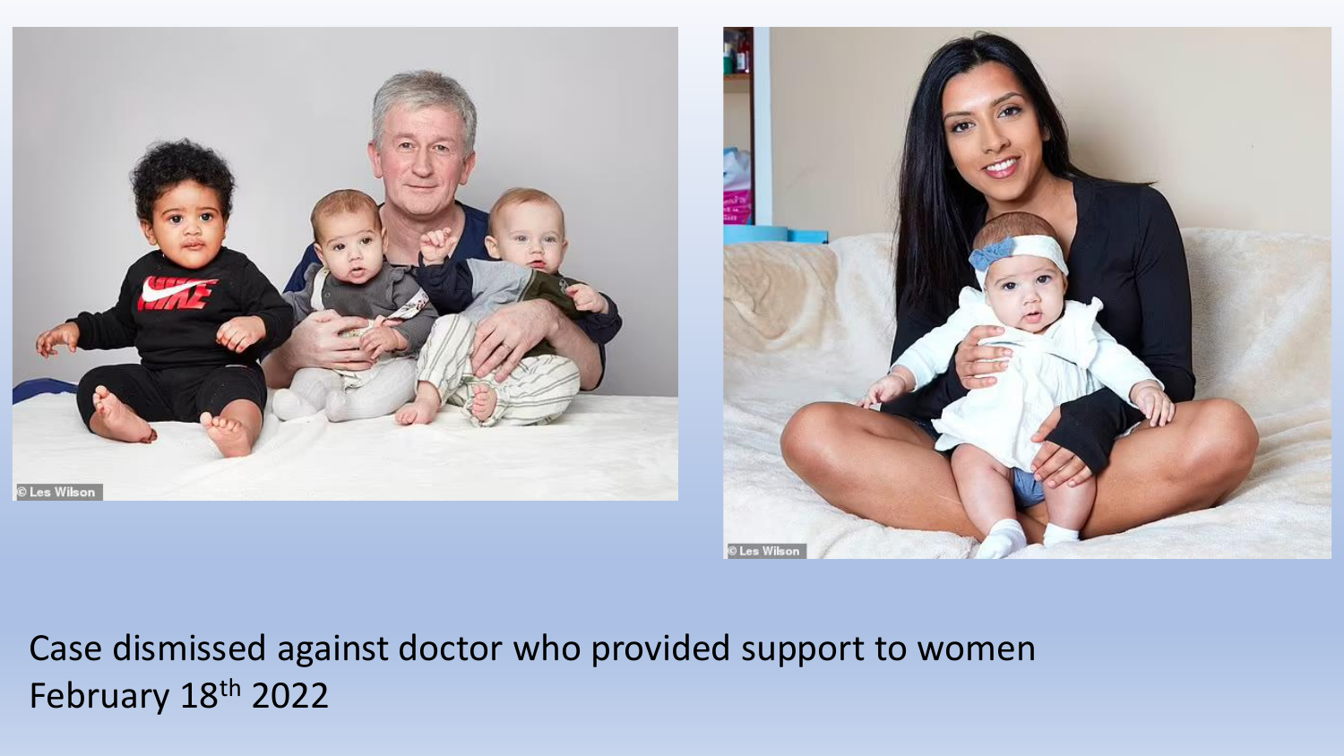Case dismissed against doctor who provided support to women
February 18th 2022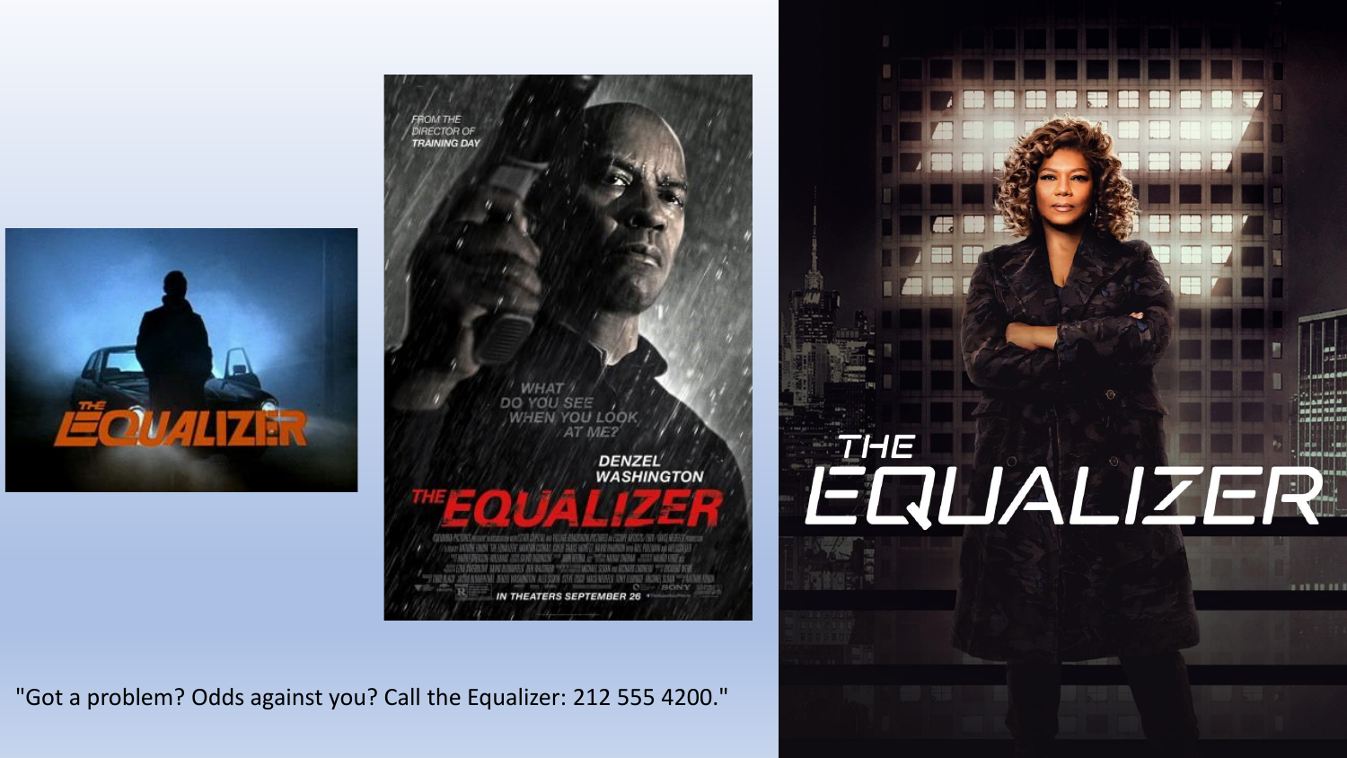"Got a problem? Odds against you? Call the Equalizer: 212 555 4200."